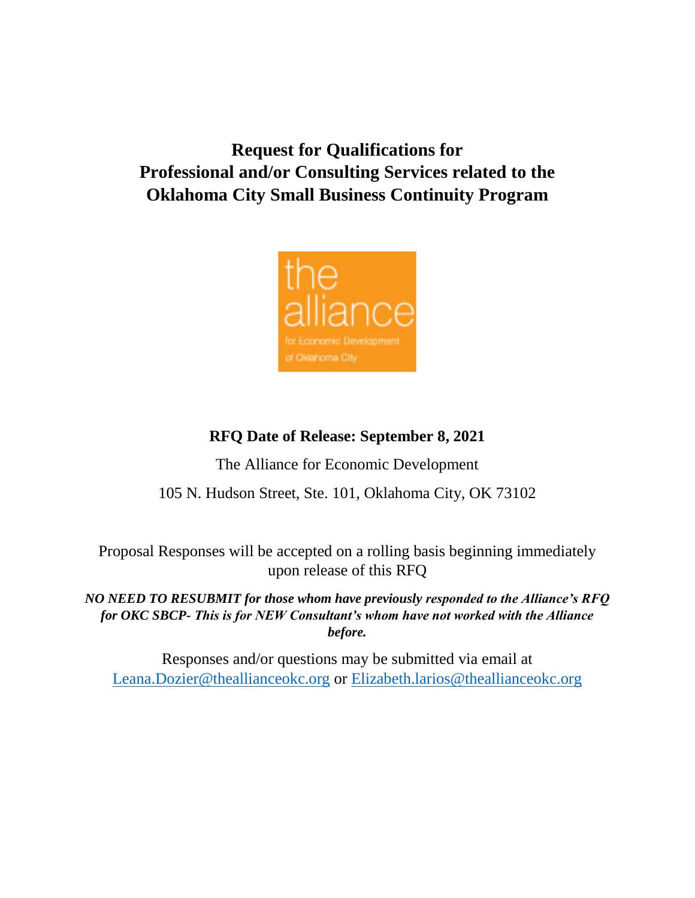# Request for Qualifications for Professional and/or Consulting Services related to the Oklahoma City Small Business Continuity Program

the alliance

for Economic Development of Oklahoma City

**RFQ Date of Release: September 8, 2021**

The Alliance for Economic Development

105 N. Hudson Street, Ste. 101, Oklahoma City, OK 73102

Proposal Responses will be accepted on a rolling basis beginning immediately upon release of this RFQ

***NO NEED TO RESUBMIT for those whom have previously responded to the Alliance's RFQ for OKC SBCP- This is for NEW Consultant's whom have not worked with the Alliance before.***

Responses and/or questions may be submitted via email at Leana.Dozier@theallianceokc.org or Elizabeth.larios@theallianceokc.org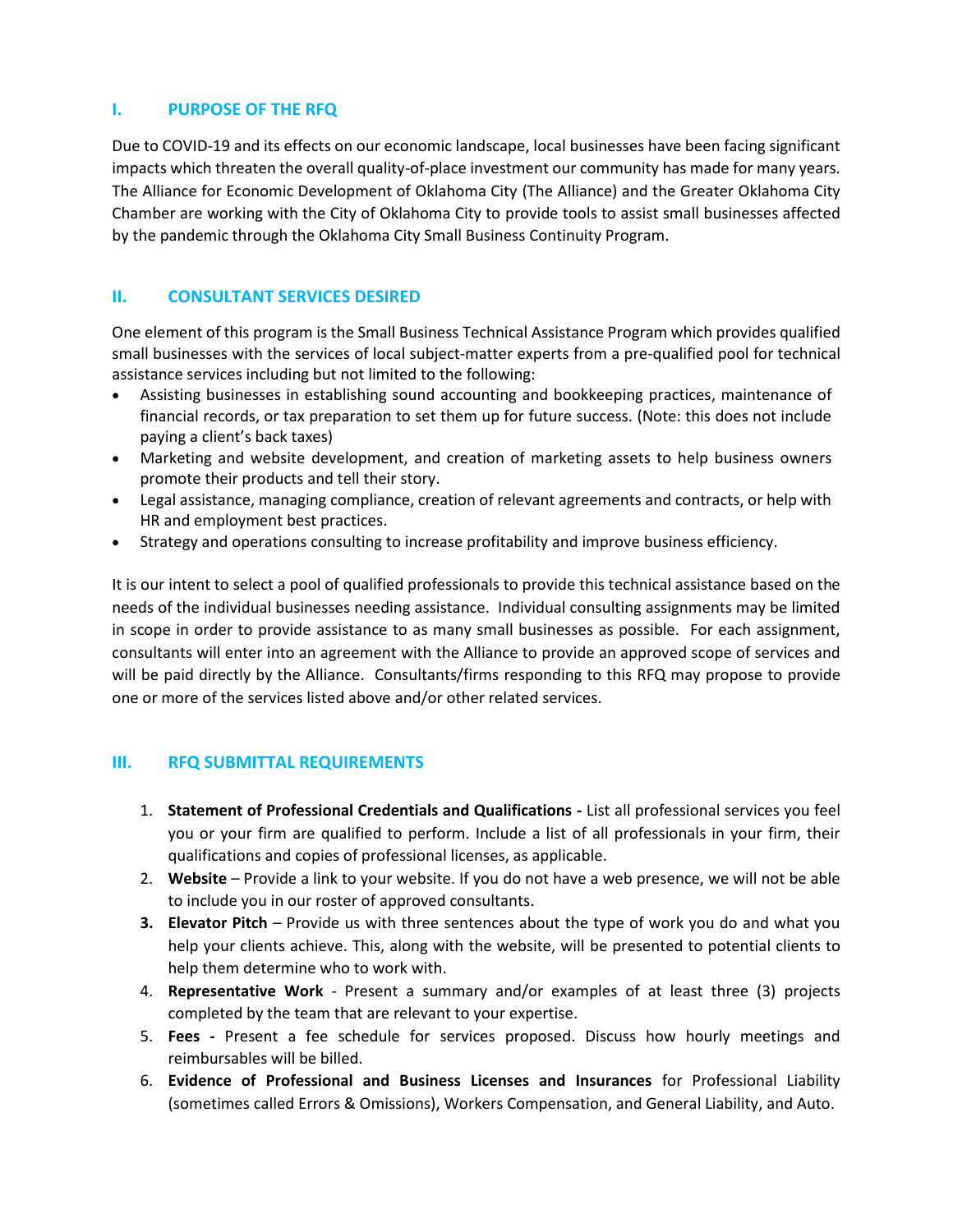## I. PURPOSE OF THE RFQ

Due to COVID-19 and its effects on our economic landscape, local businesses have been facing significant impacts which threaten the overall quality-of-place investment our community has made for many years. The Alliance for Economic Development of Oklahoma City (The Alliance) and the Greater Oklahoma City Chamber are working with the City of Oklahoma City to provide tools to assist small businesses affected by the pandemic through the Oklahoma City Small Business Continuity Program.

## II. CONSULTANT SERVICES DESIRED

One element of this program is the Small Business Technical Assistance Program which provides qualified small businesses with the services of local subject-matter experts from a pre-qualified pool for technical assistance services including but not limited to the following:

- Assisting businesses in establishing sound accounting and bookkeeping practices, maintenance of financial records, or tax preparation to set them up for future success. (Note: this does not include paying a client's back taxes)
- Marketing and website development, and creation of marketing assets to help business owners promote their products and tell their story.
- Legal assistance, managing compliance, creation of relevant agreements and contracts, or help with HR and employment best practices.
- Strategy and operations consulting to increase profitability and improve business efficiency.

It is our intent to select a pool of qualified professionals to provide this technical assistance based on the needs of the individual businesses needing assistance. Individual consulting assignments may be limited in scope in order to provide assistance to as many small businesses as possible. For each assignment, consultants will enter into an agreement with the Alliance to provide an approved scope of services and will be paid directly by the Alliance. Consultants/firms responding to this RFQ may propose to provide one or more of the services listed above and/or other related services.

## III. RFQ SUBMITTAL REQUIREMENTS

1. **Statement of Professional Credentials and Qualifications -** List all professional services you feel you or your firm are qualified to perform. Include a list of all professionals in your firm, their qualifications and copies of professional licenses, as applicable.
2. **Website** – Provide a link to your website. If you do not have a web presence, we will not be able to include you in our roster of approved consultants.
3. **Elevator Pitch** – Provide us with three sentences about the type of work you do and what you help your clients achieve. This, along with the website, will be presented to potential clients to help them determine who to work with.
4. **Representative Work** - Present a summary and/or examples of at least three (3) projects completed by the team that are relevant to your expertise.
5. **Fees -** Present a fee schedule for services proposed. Discuss how hourly meetings and reimbursables will be billed.
6. **Evidence of Professional and Business Licenses and Insurances** for Professional Liability (sometimes called Errors & Omissions), Workers Compensation, and General Liability, and Auto.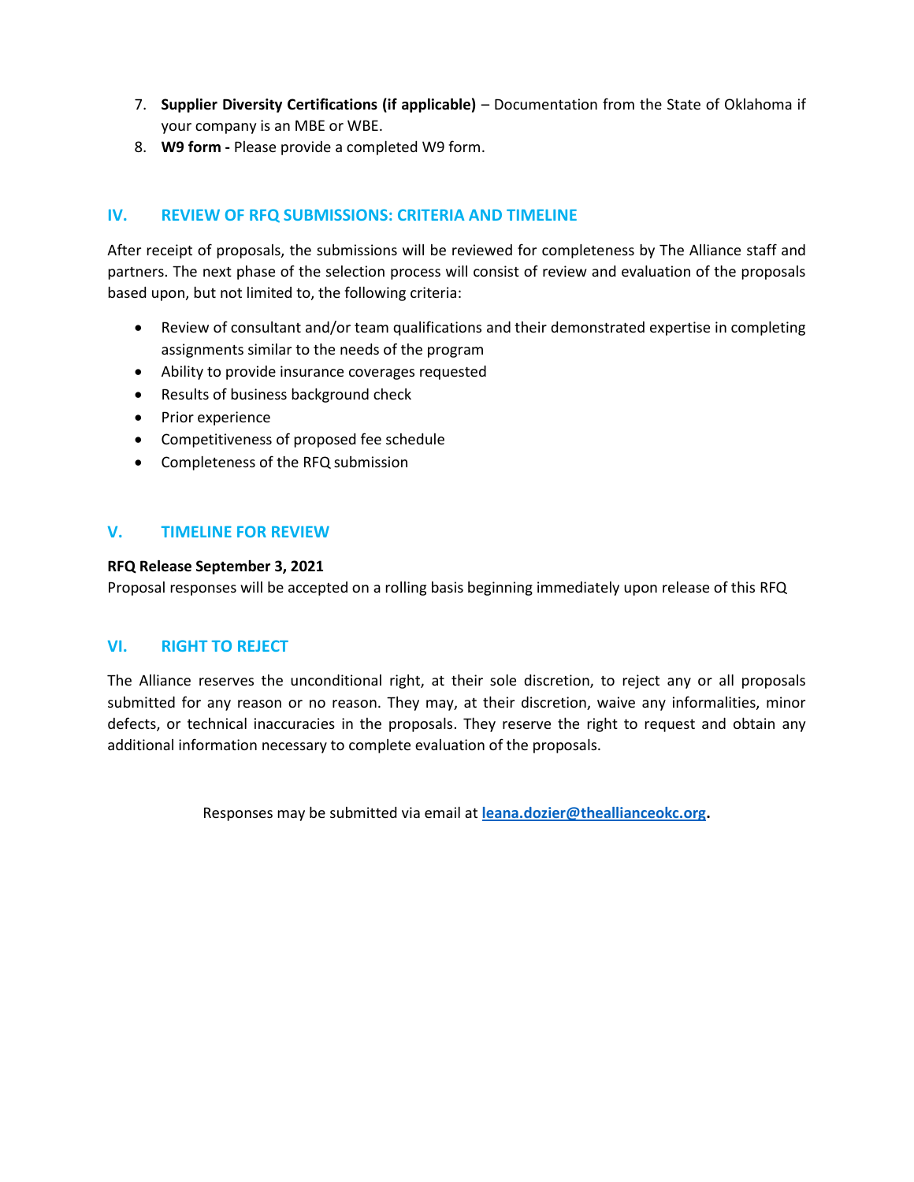7. **Supplier Diversity Certifications (if applicable)** – Documentation from the State of Oklahoma if your company is an MBE or WBE.
8. **W9 form -** Please provide a completed W9 form.

## IV. REVIEW OF RFQ SUBMISSIONS: CRITERIA AND TIMELINE

After receipt of proposals, the submissions will be reviewed for completeness by The Alliance staff and partners. The next phase of the selection process will consist of review and evaluation of the proposals based upon, but not limited to, the following criteria:

- Review of consultant and/or team qualifications and their demonstrated expertise in completing assignments similar to the needs of the program
- Ability to provide insurance coverages requested
- Results of business background check
- Prior experience
- Competitiveness of proposed fee schedule
- Completeness of the RFQ submission

## V. TIMELINE FOR REVIEW

**RFQ Release September 3, 2021**

Proposal responses will be accepted on a rolling basis beginning immediately upon release of this RFQ

## VI. RIGHT TO REJECT

The Alliance reserves the unconditional right, at their sole discretion, to reject any or all proposals submitted for any reason or no reason. They may, at their discretion, waive any informalities, minor defects, or technical inaccuracies in the proposals. They reserve the right to request and obtain any additional information necessary to complete evaluation of the proposals.

Responses may be submitted via email at **leana.dozier@thealliance okc.org.**

7. **Supplier Diversity Certifications (if applicable)** – Documentation from the State of Oklahoma if your company is an MBE or WBE.
8. **W9 form -** Please provide a completed W9 form.

## IV. REVIEW OF RFQ SUBMISSIONS: CRITERIA AND TIMELINE

After receipt of proposals, the submissions will be reviewed for completeness by The Alliance staff and partners. The next phase of the selection process will consist of review and evaluation of the proposals based upon, but not limited to, the following criteria:

- Review of consultant and/or team qualifications and their demonstrated expertise in completing assignments similar to the needs of the program
- Ability to provide insurance coverages requested
- Results of business background check
- Prior experience
- Competitiveness of proposed fee schedule
- Completeness of the RFQ submission

## V. TIMELINE FOR REVIEW

**RFQ Release September 3, 2021**

Proposal responses will be accepted on a rolling basis beginning immediately upon release of this RFQ

## VI. RIGHT TO REJECT

The Alliance reserves the unconditional right, at their sole discretion, to reject any or all proposals submitted for any reason or no reason. They may, at their discretion, waive any informalities, minor defects, or technical inaccuracies in the proposals. They reserve the right to request and obtain any additional information necessary to complete evaluation of the proposals.

Responses may be submitted via email at **leana.dozier@theallianceokc.org.**